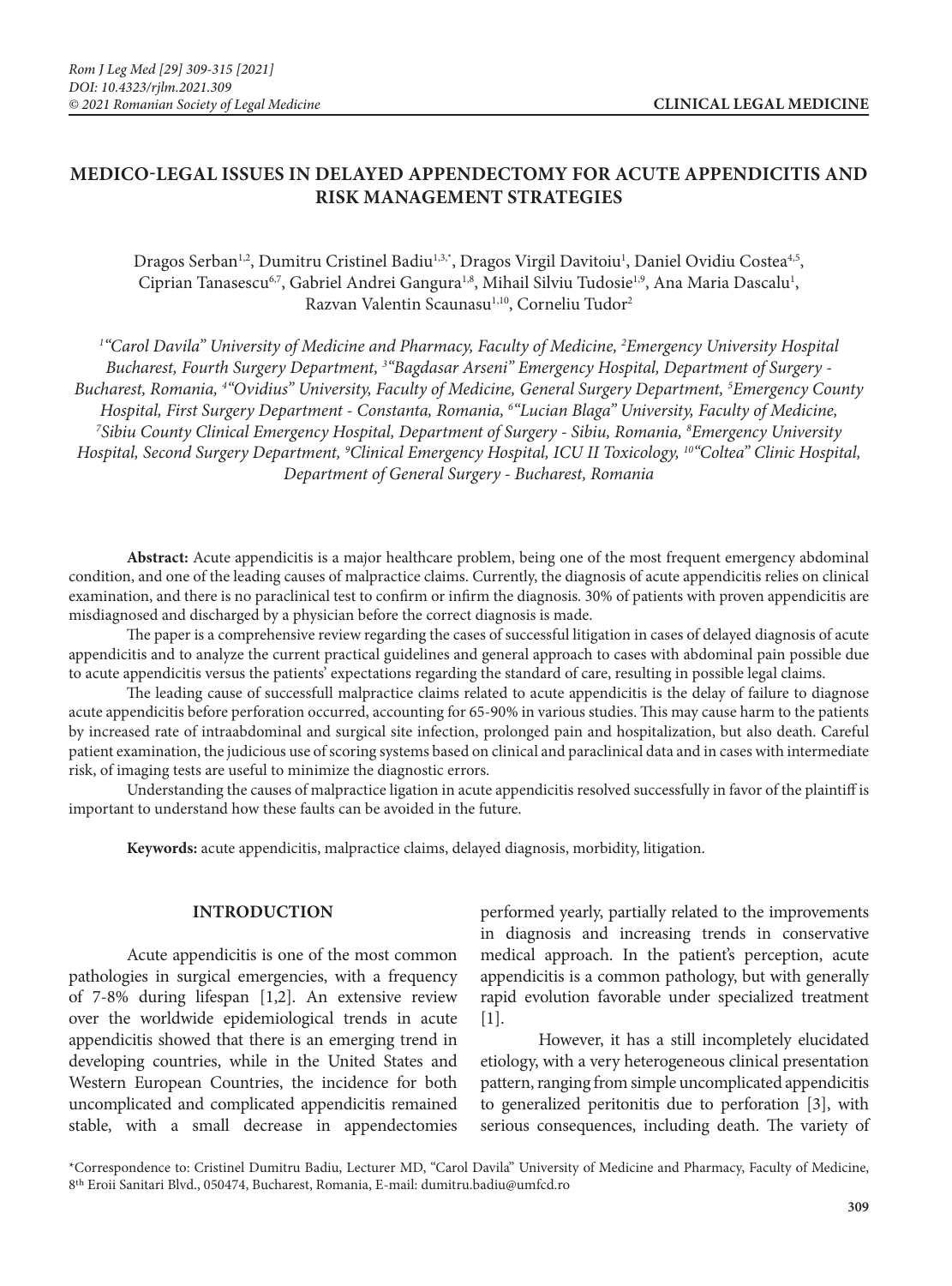# MEDICO-LEGAL ISSUES IN DELAYED APPENDECTOMY FOR ACUTE APPENDICITIS AND RISK MANAGEMENT STRATEGIES

Dragos Serban[1,2], Dumitru Cristinel Badiu[1,3,*], Dragos Virgil Davitoiu[1], Daniel Ovidiu Costea[4,5], Ciprian Tanasescu[6,7], Gabriel Andrei Gangura[1,8], Mihail Silviu Tudosie[1,9], Ana Maria Dascalu[1], Razvan Valentin Scaunasu[1,10], Corneliu Tudor[2]

*[1]"Carol Davila" University of Medicine and Pharmacy, Faculty of Medicine, [2]Emergency University Hospital Bucharest, Fourth Surgery Department, [3]"Bagdasar Arseni" Emergency Hospital, Department of Surgery - Bucharest, Romania, [4]"Ovidius" University, Faculty of Medicine, General Surgery Department, [5]Emergency County Hospital, First Surgery Department - Constanta, Romania, [6]"Lucian Blaga" University, Faculty of Medicine, [7]Sibiu County Clinical Emergency Hospital, Department of Surgery - Sibiu, Romania, [8]Emergency University Hospital, Second Surgery Department, [9]Clinical Emergency Hospital, ICU II Toxicology, [10]"Coltea" Clinic Hospital, Department of General Surgery - Bucharest, Romania*

**Abstract:** Acute appendicitis is a major healthcare problem, being one of the most frequent emergency abdominal condition, and one of the leading causes of malpractice claims. Currently, the diagnosis of acute appendicitis relies on clinical examination, and there is no paraclinical test to confirm or infirm the diagnosis. 30% of patients with proven appendicitis are misdiagnosed and discharged by a physician before the correct diagnosis is made.

The paper is a comprehensive review regarding the cases of successful litigation in cases of delayed diagnosis of acute appendicitis and to analyze the current practical guidelines and general approach to cases with abdominal pain possible due to acute appendicitis versus the patients' expectations regarding the standard of care, resulting in possible legal claims.

The leading cause of successfull malpractice claims related to acute appendicitis is the delay of failure to diagnose acute appendicitis before perforation occurred, accounting for 65-90% in various studies. This may cause harm to the patients by increased rate of intraabdominal and surgical site infection, prolonged pain and hospitalization, but also death. Careful patient examination, the judicious use of scoring systems based on clinical and paraclinical data and in cases with intermediate risk, of imaging tests are useful to minimize the diagnostic errors.

Understanding the causes of malpractice ligation in acute appendicitis resolved successfully in favor of the plaintiff is important to understand how these faults can be avoided in the future.

**Keywords:** acute appendicitis, malpractice claims, delayed diagnosis, morbidity, litigation.

## INTRODUCTION

Acute appendicitis is one of the most common pathologies in surgical emergencies, with a frequency of 7-8% during lifespan [1,2]. An extensive review over the worldwide epidemiological trends in acute appendicitis showed that there is an emerging trend in developing countries, while in the United States and Western European Countries, the incidence for both uncomplicated and complicated appendicitis remained stable, with a small decrease in appendectomies performed yearly, partially related to the improvements in diagnosis and increasing trends in conservative medical approach. In the patient's perception, acute appendicitis is a common pathology, but with generally rapid evolution favorable under specialized treatment [1].

However, it has a still incompletely elucidated etiology, with a very heterogeneous clinical presentation pattern, ranging from simple uncomplicated appendicitis to generalized peritonitis due to perforation [3], with serious consequences, including death. The variety of

*Correspondence to: Cristinel Dumitru Badiu, Lecturer MD, "Carol Davila" University of Medicine and Pharmacy, Faculty of Medicine, 8th Eroii Sanitari Blvd., 050474, Bucharest, Romania, E-mail: dumitru.badiu@umfcd.ro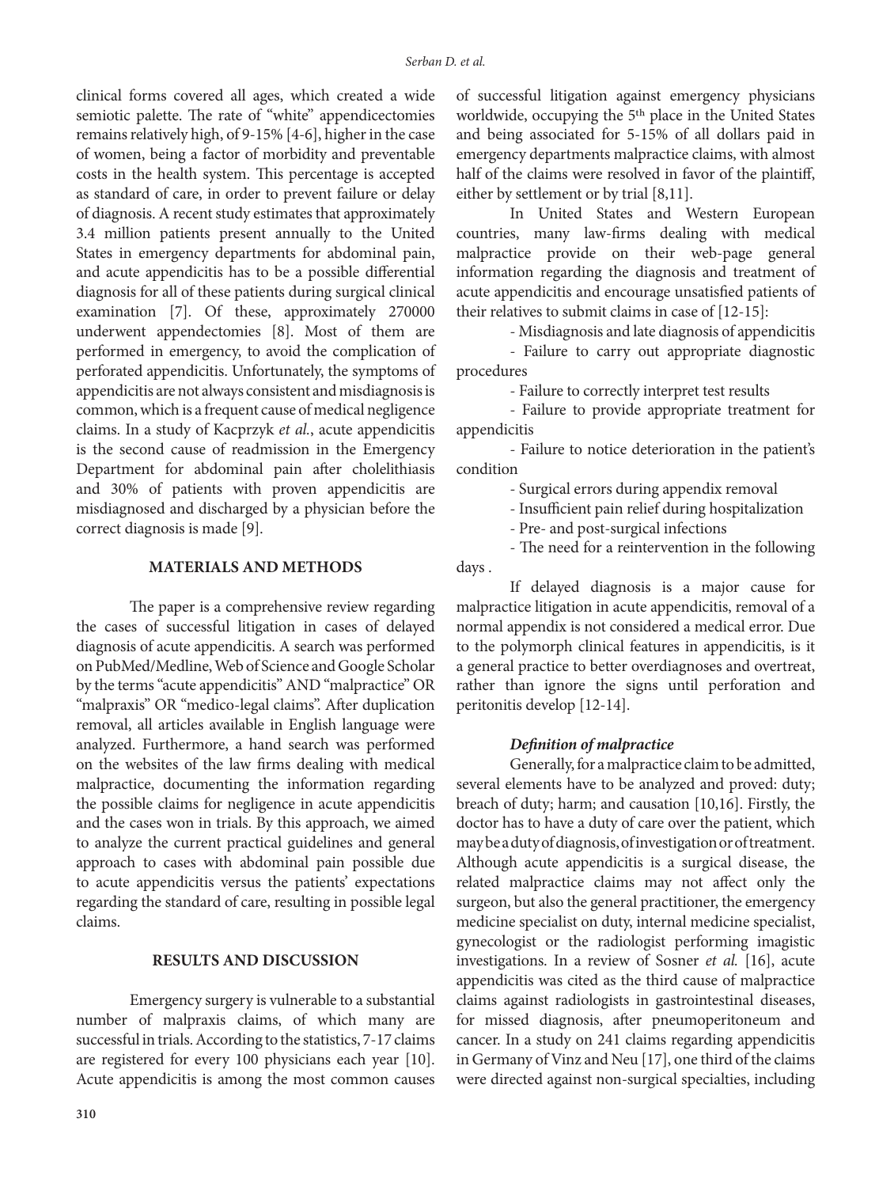clinical forms covered all ages, which created a wide semiotic palette. The rate of "white" appendicectomies remains relatively high, of 9-15% [4-6], higher in the case of women, being a factor of morbidity and preventable costs in the health system. This percentage is accepted as standard of care, in order to prevent failure or delay of diagnosis. A recent study estimates that approximately 3.4 million patients present annually to the United States in emergency departments for abdominal pain, and acute appendicitis has to be a possible differential diagnosis for all of these patients during surgical clinical examination [7]. Of these, approximately 270000 underwent appendectomies [8]. Most of them are performed in emergency, to avoid the complication of perforated appendicitis. Unfortunately, the symptoms of appendicitis are not always consistent and misdiagnosis is common, which is a frequent cause of medical negligence claims. In a study of Kacprzyk *et al.*, acute appendicitis is the second cause of readmission in the Emergency Department for abdominal pain after cholelithiasis and 30% of patients with proven appendicitis are misdiagnosed and discharged by a physician before the correct diagnosis is made [9].

## MATERIALS AND METHODS

The paper is a comprehensive review regarding the cases of successful litigation in cases of delayed diagnosis of acute appendicitis. A search was performed on PubMed/Medline, Web of Science and Google Scholar by the terms "acute appendicitis" AND "malpractice" OR "malpraxis" OR "medico-legal claims". After duplication removal, all articles available in English language were analyzed. Furthermore, a hand search was performed on the websites of the law firms dealing with medical malpractice, documenting the information regarding the possible claims for negligence in acute appendicitis and the cases won in trials. By this approach, we aimed to analyze the current practical guidelines and general approach to cases with abdominal pain possible due to acute appendicitis versus the patients' expectations regarding the standard of care, resulting in possible legal claims.

## RESULTS AND DISCUSSION

Emergency surgery is vulnerable to a substantial number of malpraxis claims, of which many are successful in trials. According to the statistics, 7-17 claims are registered for every 100 physicians each year [10]. Acute appendicitis is among the most common causes of successful litigation against emergency physicians worldwide, occupying the 5th place in the United States and being associated for 5-15% of all dollars paid in emergency departments malpractice claims, with almost half of the claims were resolved in favor of the plaintiff, either by settlement or by trial [8,11].

In United States and Western European countries, many law-firms dealing with medical malpractice provide on their web-page general information regarding the diagnosis and treatment of acute appendicitis and encourage unsatisfied patients of their relatives to submit claims in case of [12-15]:

- Misdiagnosis and late diagnosis of appendicitis
- Failure to carry out appropriate diagnostic procedures
- Failure to correctly interpret test results
- Failure to provide appropriate treatment for appendicitis
- Failure to notice deterioration in the patient's condition
- Surgical errors during appendix removal
- Insufficient pain relief during hospitalization
- Pre- and post-surgical infections
- The need for a reintervention in the following days .

If delayed diagnosis is a major cause for malpractice litigation in acute appendicitis, removal of a normal appendix is not considered a medical error. Due to the polymorph clinical features in appendicitis, is it a general practice to better overdiagnoses and overtreat, rather than ignore the signs until perforation and peritonitis develop [12-14].

### *Definition of malpractice*

Generally, for a malpractice claim to be admitted, several elements have to be analyzed and proved: duty; breach of duty; harm; and causation [10,16]. Firstly, the doctor has to have a duty of care over the patient, which may be a duty of diagnosis, of investigation or of treatment. Although acute appendicitis is a surgical disease, the related malpractice claims may not affect only the surgeon, but also the general practitioner, the emergency medicine specialist on duty, internal medicine specialist, gynecologist or the radiologist performing imagistic investigations. In a review of Sosner *et al.* [16], acute appendicitis was cited as the third cause of malpractice claims against radiologists in gastrointestinal diseases, for missed diagnosis, after pneumoperitoneum and cancer. In a study on 241 claims regarding appendicitis in Germany of Vinz and Neu [17], one third of the claims were directed against non-surgical specialties, including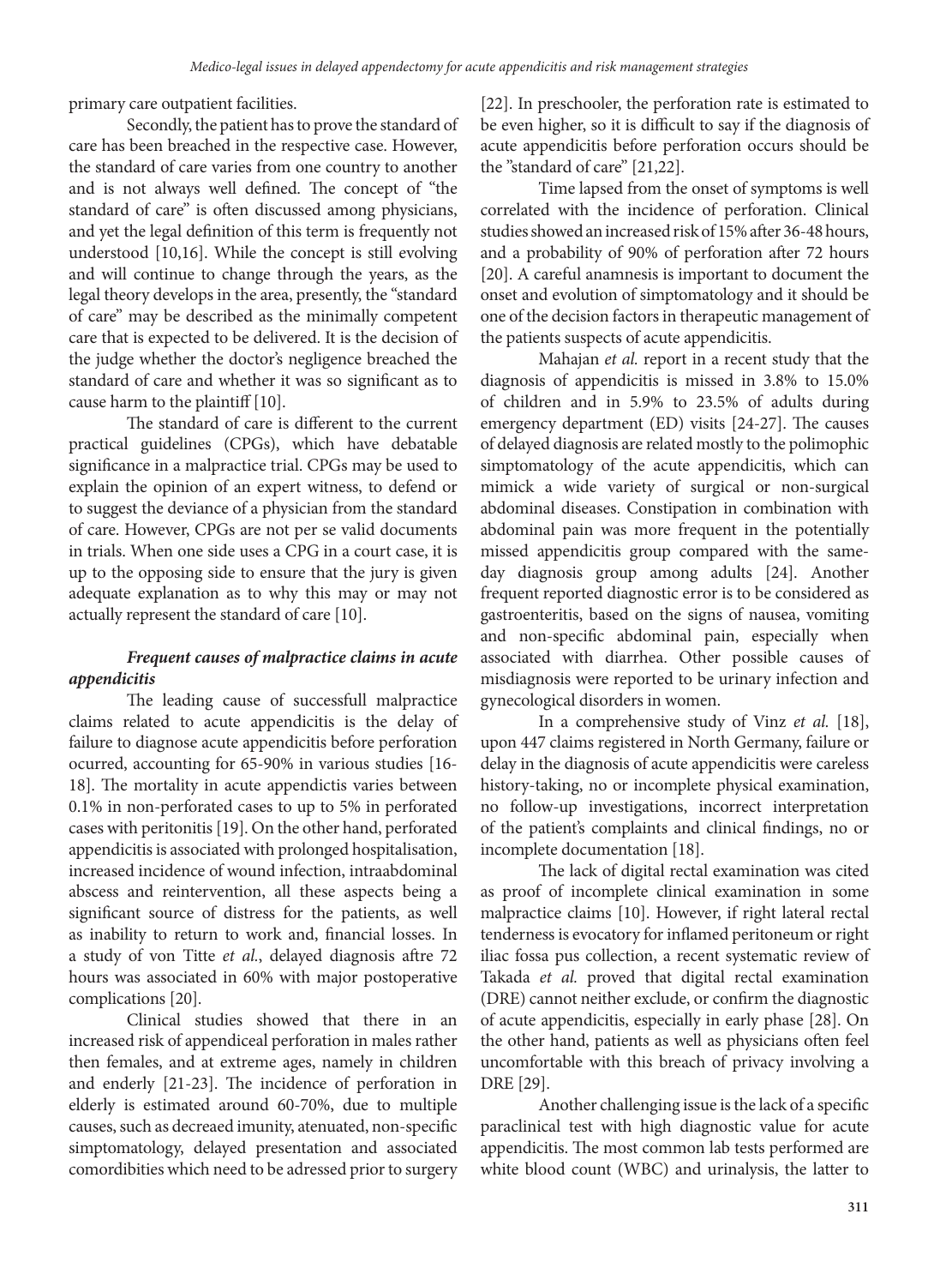primary care outpatient facilities.

Secondly, the patient has to prove the standard of care has been breached in the respective case. However, the standard of care varies from one country to another and is not always well defined. The concept of "the standard of care" is often discussed among physicians, and yet the legal definition of this term is frequently not understood [10,16]. While the concept is still evolving and will continue to change through the years, as the legal theory develops in the area, presently, the "standard of care" may be described as the minimally competent care that is expected to be delivered. It is the decision of the judge whether the doctor's negligence breached the standard of care and whether it was so significant as to cause harm to the plaintiff [10].

The standard of care is different to the current practical guidelines (CPGs), which have debatable significance in a malpractice trial. CPGs may be used to explain the opinion of an expert witness, to defend or to suggest the deviance of a physician from the standard of care. However, CPGs are not per se valid documents in trials. When one side uses a CPG in a court case, it is up to the opposing side to ensure that the jury is given adequate explanation as to why this may or may not actually represent the standard of care [10].

### *Frequent causes of malpractice claims in acute appendicitis*

The leading cause of successfull malpractice claims related to acute appendicitis is the delay of failure to diagnose acute appendicitis before perforation ocurred, accounting for 65-90% in various studies [16-18]. The mortality in acute appendictis varies between 0.1% in non-perforated cases to up to 5% in perforated cases with peritonitis [19]. On the other hand, perforated appendicitis is associated with prolonged hospitalisation, increased incidence of wound infection, intraabdominal abscess and reintervention, all these aspects being a significant source of distress for the patients, as well as inability to return to work and, financial losses. In a study of von Titte *et al.*, delayed diagnosis aftre 72 hours was associated in 60% with major postoperative complications [20].

Clinical studies showed that there in an increased risk of appendiceal perforation in males rather then females, and at extreme ages, namely in children and enderly [21-23]. The incidence of perforation in elderly is estimated around 60-70%, due to multiple causes, such as decreaed imunity, atenuated, non-specific simptomatology, delayed presentation and associated comordibities which need to be adressed prior to surgery [22]. In preschooler, the perforation rate is estimated to be even higher, so it is difficult to say if the diagnosis of acute appendicitis before perforation occurs should be the "standard of care" [21,22].

Time lapsed from the onset of symptoms is well correlated with the incidence of perforation. Clinical studies showed an increased risk of 15% after 36-48 hours, and a probability of 90% of perforation after 72 hours [20]. A careful anamnesis is important to document the onset and evolution of simptomatology and it should be one of the decision factors in therapeutic management of the patients suspects of acute appendicitis.

Mahajan *et al.* report in a recent study that the diagnosis of appendicitis is missed in 3.8% to 15.0% of children and in 5.9% to 23.5% of adults during emergency department (ED) visits [24-27]. The causes of delayed diagnosis are related mostly to the polimophic simptomatology of the acute appendicitis, which can mimick a wide variety of surgical or non-surgical abdominal diseases. Constipation in combination with abdominal pain was more frequent in the potentially missed appendicitis group compared with the same-day diagnosis group among adults [24]. Another frequent reported diagnostic error is to be considered as gastroenteritis, based on the signs of nausea, vomiting and non-specific abdominal pain, especially when associated with diarrhea. Other possible causes of misdiagnosis were reported to be urinary infection and gynecological disorders in women.

In a comprehensive study of Vinz *et al.* [18], upon 447 claims registered in North Germany, failure or delay in the diagnosis of acute appendicitis were careless history-taking, no or incomplete physical examination, no follow-up investigations, incorrect interpretation of the patient's complaints and clinical findings, no or incomplete documentation [18].

The lack of digital rectal examination was cited as proof of incomplete clinical examination in some malpractice claims [10]. However, if right lateral rectal tenderness is evocatory for inflamed peritoneum or right iliac fossa pus collection, a recent systematic review of Takada *et al.* proved that digital rectal examination (DRE) cannot neither exclude, or confirm the diagnostic of acute appendicitis, especially in early phase [28]. On the other hand, patients as well as physicians often feel uncomfortable with this breach of privacy involving a DRE [29].

Another challenging issue is the lack of a specific paraclinical test with high diagnostic value for acute appendicitis. The most common lab tests performed are white blood count (WBC) and urinalysis, the latter to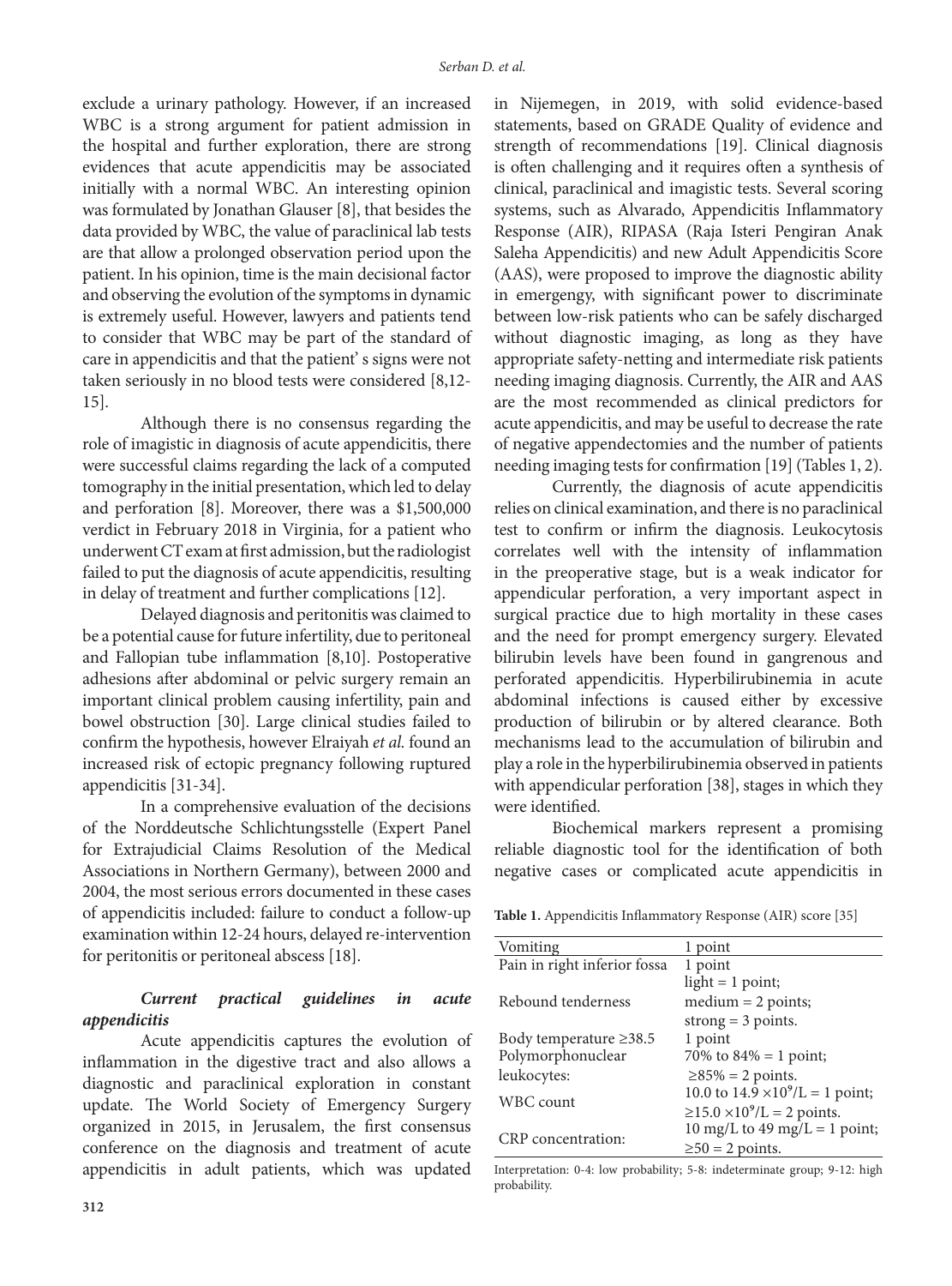exclude a urinary pathology. However, if an increased WBC is a strong argument for patient admission in the hospital and further exploration, there are strong evidences that acute appendicitis may be associated initially with a normal WBC. An interesting opinion was formulated by Jonathan Glauser [8], that besides the data provided by WBC, the value of paraclinical lab tests are that allow a prolonged observation period upon the patient. In his opinion, time is the main decisional factor and observing the evolution of the symptoms in dynamic is extremely useful. However, lawyers and patients tend to consider that WBC may be part of the standard of care in appendicitis and that the patient' s signs were not taken seriously in no blood tests were considered [8,12-15].

Although there is no consensus regarding the role of imagistic in diagnosis of acute appendicitis, there were successful claims regarding the lack of a computed tomography in the initial presentation, which led to delay and perforation [8]. Moreover, there was a $1,500,000 verdict in February 2018 in Virginia, for a patient who underwent CT exam at first admission, but the radiologist failed to put the diagnosis of acute appendicitis, resulting in delay of treatment and further complications [12].

Delayed diagnosis and peritonitis was claimed to be a potential cause for future infertility, due to peritoneal and Fallopian tube inflammation [8,10]. Postoperative adhesions after abdominal or pelvic surgery remain an important clinical problem causing infertility, pain and bowel obstruction [30]. Large clinical studies failed to confirm the hypothesis, however Elraiyah *et al.* found an increased risk of ectopic pregnancy following ruptured appendicitis [31-34].

In a comprehensive evaluation of the decisions of the Norddeutsche Schlichtungsstelle (Expert Panel for Extrajudicial Claims Resolution of the Medical Associations in Northern Germany), between 2000 and 2004, the most serious errors documented in these cases of appendicitis included: failure to conduct a follow-up examination within 12-24 hours, delayed re-intervention for peritonitis or peritoneal abscess [18].

### *Current practical guidelines in acute appendicitis*

Acute appendicitis captures the evolution of inflammation in the digestive tract and also allows a diagnostic and paraclinical exploration in constant update. The World Society of Emergency Surgery organized in 2015, in Jerusalem, the first consensus conference on the diagnosis and treatment of acute appendicitis in adult patients, which was updated in Nijemegen, in 2019, with solid evidence-based statements, based on GRADE Quality of evidence and strength of recommendations [19]. Clinical diagnosis is often challenging and it requires often a synthesis of clinical, paraclinical and imagistic tests. Several scoring systems, such as Alvarado, Appendicitis Inflammatory Response (AIR), RIPASA (Raja Isteri Pengiran Anak Saleha Appendicitis) and new Adult Appendicitis Score (AAS), were proposed to improve the diagnostic ability in emergency, with significant power to discriminate between low-risk patients who can be safely discharged without diagnostic imaging, as long as they have appropriate safety-netting and intermediate risk patients needing imaging diagnosis. Currently, the AIR and AAS are the most recommended as clinical predictors for acute appendicitis, and may be useful to decrease the rate of negative appendectomies and the number of patients needing imaging tests for confirmation [19] (Tables 1, 2).

Currently, the diagnosis of acute appendicitis relies on clinical examination, and there is no paraclinical test to confirm or infirm the diagnosis. Leukocytosis correlates well with the intensity of inflammation in the preoperative stage, but is a weak indicator for appendicular perforation, a very important aspect in surgical practice due to high mortality in these cases and the need for prompt emergency surgery. Elevated bilirubin levels have been found in gangrenous and perforated appendicitis. Hyperbilirubinemia in acute abdominal infections is caused either by excessive production of bilirubin or by altered clearance. Both mechanisms lead to the accumulation of bilirubin and play a role in the hyperbilirubinemia observed in patients with appendicular perforation [38], stages in which they were identified.

Biochemical markers represent a promising reliable diagnostic tool for the identification of both negative cases or complicated acute appendicitis in

**Table 1.** Appendicitis Inflammatory Response (AIR) score [35]

| | |
|---|---|
| Vomiting | 1 point |
| Pain in right inferior fossa | 1 point |
| Rebound tenderness | light = 1 point;<br>medium = 2 points;<br>strong = 3 points. |
| Body temperature ≥38.5 | 1 point |
| Polymorphonuclear leukocytes: | 70% to 84% = 1 point;<br>≥85% = 2 points. |
| WBC count | 10.0 to 14.9 $\times 10^9$/L = 1 point;<br>≥15.0 $\times 10^9$/L = 2 points. |
| CRP concentration: | 10 mg/L to 49 mg/L = 1 point;<br>≥50 = 2 points. |

Interpretation: 0-4: low probability; 5-8: indeterminate group; 9-12: high probability.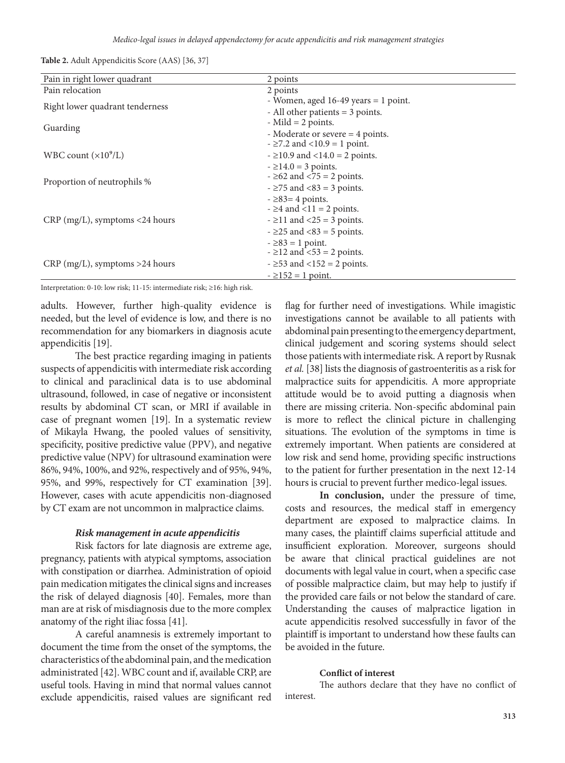**Table 2.** Adult Appendicitis Score (AAS) [36, 37]

| | |
|---|---|
| Pain in right lower quadrant | 2 points |
| Pain relocation | 2 points |
| Right lower quadrant tenderness | - Women, aged 16-49 years = 1 point.<br>- All other patients = 3 points. |
| Guarding | - Mild = 2 points.<br>- Moderate or severe = 4 points. |
| WBC count ($\times 10^9$/L) | - ≥7.2 and <10.9 = 1 point.<br>- ≥10.9 and <14.0 = 2 points.<br>- ≥14.0 = 3 points. |
| Proportion of neutrophils % | - ≥62 and <75 = 2 points.<br>- ≥75 and <83 = 3 points.<br>- ≥83= 4 points. |
| CRP (mg/L), symptoms <24 hours | - ≥4 and <11 = 2 points.<br>- ≥11 and <25 = 3 points.<br>- ≥25 and <83 = 5 points.<br>- ≥83 = 1 point. |
| CRP (mg/L), symptoms >24 hours | - ≥12 and <53 = 2 points.<br>- ≥53 and <152 = 2 points.<br>- ≥152 = 1 point. |

Interpretation: 0-10: low risk; 11-15: intermediate risk; ≥16: high risk.

adults. However, further high-quality evidence is needed, but the level of evidence is low, and there is no recommendation for any biomarkers in diagnosis acute appendicitis [19].

The best practice regarding imaging in patients suspects of appendicitis with intermediate risk according to clinical and paraclinical data is to use abdominal ultrasound, followed, in case of negative or inconsistent results by abdominal CT scan, or MRI if available in case of pregnant women [19]. In a systematic review of Mikayla Hwang, the pooled values of sensitivity, specificity, positive predictive value (PPV), and negative predictive value (NPV) for ultrasound examination were 86%, 94%, 100%, and 92%, respectively and of 95%, 94%, 95%, and 99%, respectively for CT examination [39]. However, cases with acute appendicitis non-diagnosed by CT exam are not uncommon in malpractice claims.

#### *Risk management in acute appendicitis*

Risk factors for late diagnosis are extreme age, pregnancy, patients with atypical symptoms, association with constipation or diarrhea. Administration of opioid pain medication mitigates the clinical signs and increases the risk of delayed diagnosis [40]. Females, more than man are at risk of misdiagnosis due to the more complex anatomy of the right iliac fossa [41].

A careful anamnesis is extremely important to document the time from the onset of the symptoms, the characteristics of the abdominal pain, and the medication administrated [42]. WBC count and if, available CRP, are useful tools. Having in mind that normal values cannot exclude appendicitis, raised values are significant red flag for further need of investigations. While imagistic investigations cannot be available to all patients with abdominal pain presenting to the emergency department, clinical judgement and scoring systems should select those patients with intermediate risk. A report by Rusnak *et al.* [38] lists the diagnosis of gastroenteritis as a risk for malpractice suits for appendicitis. A more appropriate attitude would be to avoid putting a diagnosis when there are missing criteria. Non-specific abdominal pain is more to reflect the clinical picture in challenging situations. The evolution of the symptoms in time is extremely important. When patients are considered at low risk and send home, providing specific instructions to the patient for further presentation in the next 12-14 hours is crucial to prevent further medico-legal issues.

**In conclusion,** under the pressure of time, costs and resources, the medical staff in emergency department are exposed to malpractice claims. In many cases, the plaintiff claims superficial attitude and insufficient exploration. Moreover, surgeons should be aware that clinical practical guidelines are not documents with legal value in court, when a specific case of possible malpractice claim, but may help to justify if the provided care fails or not below the standard of care. Understanding the causes of malpractice ligation in acute appendicitis resolved successfully in favor of the plaintiff is important to understand how these faults can be avoided in the future.

#### Conflict of interest

The authors declare that they have no conflict of interest.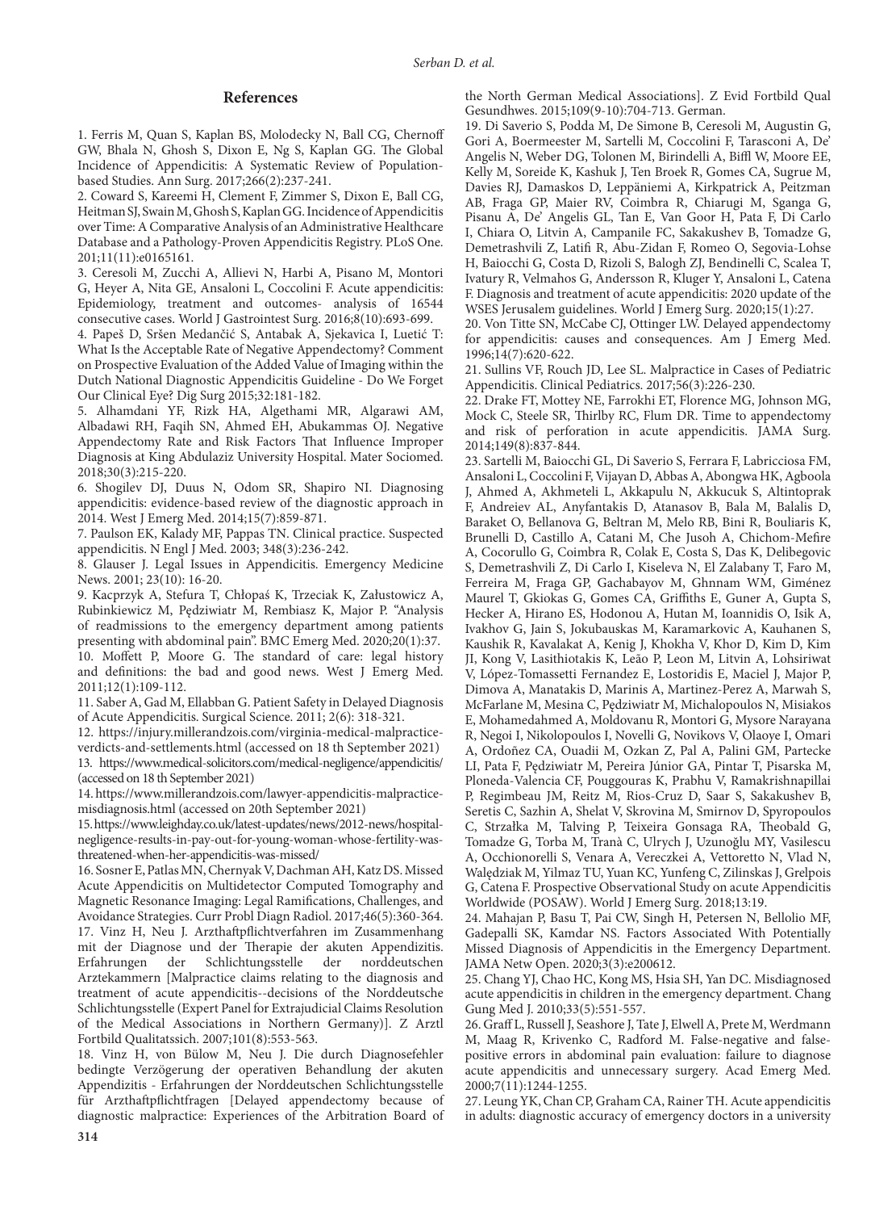## References

1. Ferris M, Quan S, Kaplan BS, Molodecky N, Ball CG, Chernoff GW, Bhala N, Ghosh S, Dixon E, Ng S, Kaplan GG. The Global Incidence of Appendicitis: A Systematic Review of Population-based Studies. Ann Surg. 2017;266(2):237-241.

2. Coward S, Kareemi H, Clement F, Zimmer S, Dixon E, Ball CG, Heitman SJ, Swain M, Ghosh S, Kaplan GG. Incidence of Appendicitis over Time: A Comparative Analysis of an Administrative Healthcare Database and a Pathology-Proven Appendicitis Registry. PLoS One. 201;11(11):e0165161.

3. Ceresoli M, Zucchi A, Allievi N, Harbi A, Pisano M, Montori G, Heyer A, Nita GE, Ansaloni L, Coccolini F. Acute appendicitis: Epidemiology, treatment and outcomes- analysis of 16544 consecutive cases. World J Gastrointest Surg. 2016;8(10):693-699.

4. Papeš D, Sršen Medančić S, Antabak A, Sjekavica I, Luetić T: What Is the Acceptable Rate of Negative Appendectomy? Comment on Prospective Evaluation of the Added Value of Imaging within the Dutch National Diagnostic Appendicitis Guideline - Do We Forget Our Clinical Eye? Dig Surg 2015;32:181-182.

5. Alhamdani YF, Rizk HA, Algethami MR, Algarawi AM, Albadawi RH, Faqih SN, Ahmed EH, Abukammas OJ. Negative Appendectomy Rate and Risk Factors That Influence Improper Diagnosis at King Abdulaziz University Hospital. Mater Sociomed. 2018;30(3):215-220.

6. Shogilev DJ, Duus N, Odom SR, Shapiro NI. Diagnosing appendicitis: evidence-based review of the diagnostic approach in 2014. West J Emerg Med. 2014;15(7):859-871.

7. Paulson EK, Kalady MF, Pappas TN. Clinical practice. Suspected appendicitis. N Engl J Med. 2003; 348(3):236-242.

8. Glauser J. Legal Issues in Appendicitis. Emergency Medicine News. 2001; 23(10): 16-20.

9. Kacprzyk A, Stefura T, Chłopaś K, Trzeciak K, Załustowicz A, Rubinkiewicz M, Pędziwiatr M, Rembiasz K, Major P. "Analysis of readmissions to the emergency department among patients presenting with abdominal pain". BMC Emerg Med. 2020;20(1):37.

10. Moffett P, Moore G. The standard of care: legal history and definitions: the bad and good news. West J Emerg Med. 2011;12(1):109-112.

11. Saber A, Gad M, Ellabban G. Patient Safety in Delayed Diagnosis of Acute Appendicitis. Surgical Science. 2011; 2(6): 318-321.

12. https://injury.millerandzois.com/virginia-medical-malpractice-verdicts-and-settlements.html (accessed on 18 th September 2021)

13. https://www.medical-solicitors.com/medical-negligence/appendicitis/ (accessed on 18 th September 2021)

14. https://www.millerandzois.com/lawyer-appendicitis-malpractice-misdiagnosis.html (accessed on 20th September 2021)

15. https://www.leighday.co.uk/latest-updates/news/2012-news/hospital-negligence-results-in-pay-out-for-young-woman-whose-fertility-was-threatened-when-her-appendicitis-was-missed/

16. Sosner E, Patlas MN, Chernyak V, Dachman AH, Katz DS. Missed Acute Appendicitis on Multidetector Computed Tomography and Magnetic Resonance Imaging: Legal Ramifications, Challenges, and Avoidance Strategies. Curr Probl Diagn Radiol. 2017;46(5):360-364.

17. Vinz H, Neu J. Arzthaftpflichtverfahren im Zusammenhang mit der Diagnose und der Therapie der akuten Appendizitis. Erfahrungen der Schlichtungsstelle der norddeutschen Arztekammern [Malpractice claims relating to the diagnosis and treatment of acute appendicitis--decisions of the Norddeutsche Schlichtungsstelle (Expert Panel for Extrajudicial Claims Resolution of the Medical Associations in Northern Germany)]. Z Arztl Fortbild Qualitatssich. 2007;101(8):553-563.

18. Vinz H, von Bülow M, Neu J. Die durch Diagnosefehler bedingte Verzögerung der operativen Behandlung der akuten Appendizitis - Erfahrungen der Norddeutschen Schlichtungsstelle für Arzthaftpflichtfragen [Delayed appendectomy because of diagnostic malpractice: Experiences of the Arbitration Board of the North German Medical Associations]. Z Evid Fortbild Qual Gesundhwes. 2015;109(9-10):704-713. German.

19. Di Saverio S, Podda M, De Simone B, Ceresoli M, Augustin G, Gori A, Boermeester M, Sartelli M, Coccolini F, Tarasconi A, De' Angelis N, Weber DG, Tolonen M, Birindelli A, Biffl W, Moore EE, Kelly M, Soreide K, Kashuk J, Ten Broek R, Gomes CA, Sugrue M, Davies RJ, Damaskos D, Leppäniemi A, Kirkpatrick A, Peitzman AB, Fraga GP, Maier RV, Coimbra R, Chiarugi M, Sganga G, Pisanu A, De' Angelis GL, Tan E, Van Goor H, Pata F, Di Carlo I, Chiara O, Litvin A, Campanile FC, Sakakushev B, Tomadze G, Demetrashvili Z, Latifi R, Abu-Zidan F, Romeo O, Segovia-Lohse H, Baiocchi G, Costa D, Rizoli S, Balogh ZJ, Bendinelli C, Scalea T, Ivatury R, Velmahos G, Andersson R, Kluger Y, Ansaloni L, Catena F. Diagnosis and treatment of acute appendicitis: 2020 update of the WSES Jerusalem guidelines. World J Emerg Surg. 2020;15(1):27.

20. Von Titte SN, McCabe CJ, Ottinger LW. Delayed appendectomy for appendicitis: causes and consequences. Am J Emerg Med. 1996;14(7):620-622.

21. Sullins VF, Rouch JD, Lee SL. Malpractice in Cases of Pediatric Appendicitis. Clinical Pediatrics. 2017;56(3):226-230.

22. Drake FT, Mottey NE, Farrokhi ET, Florence MG, Johnson MG, Mock C, Steele SR, Thirlby RC, Flum DR. Time to appendectomy and risk of perforation in acute appendicitis. JAMA Surg. 2014;149(8):837-844.

23. Sartelli M, Baiocchi GL, Di Saverio S, Ferrara F, Labricciosa FM, Ansaloni L, Coccolini F, Vijayan D, Abbas A, Abongwa HK, Agboola J, Ahmed A, Akhmeteli L, Akkapulu N, Akkucuk S, Altintoprak F, Andreiev AL, Anyfantakis D, Atanasov B, Bala M, Balalis D, Baraket O, Bellanova G, Beltran M, Melo RB, Bini R, Bouliaris K, Brunelli D, Castillo A, Catani M, Che Jusoh A, Chichom-Mefire A, Cocorullo G, Coimbra R, Colak E, Costa S, Das K, Delibegovic S, Demetrashvili Z, Di Carlo I, Kiseleva N, El Zalabany T, Faro M, Ferreira M, Fraga GP, Gachabayov M, Ghnnam WM, Giménez Maurel T, Gkiokas G, Gomes CA, Griffiths E, Guner A, Gupta S, Hecker A, Hirano ES, Hodonou A, Hutan M, Ioannidis O, Isik A, Ivakhov G, Jain S, Jokubauskas M, Karamarkovic A, Kauhanen S, Kaushik R, Kavalakat A, Kenig J, Khokha V, Khor D, Kim D, Kim JI, Kong V, Lasithiotakis K, Leão P, Leon M, Litvin A, Lohsiriwat V, López-Tomassetti Fernandez E, Lostoridis E, Maciel J, Major P, Dimova A, Manatakis D, Marinis A, Martinez-Perez A, Marwah S, McFarlane M, Mesina C, Pędziwiatr M, Michalopoulos N, Misiakos E, Mohamedahmed A, Moldovanu R, Montori G, Mysore Narayana R, Negoi I, Nikolopoulos I, Novelli G, Novikovs V, Olaoye I, Omari A, Ordoñez CA, Ouadii M, Ozkan Z, Pal A, Palini GM, Partecke LI, Pata F, Pędziwiatr M, Pereira Júnior GA, Pintar T, Pisarska M, Ploneda-Valencia CF, Pouggouras K, Prabhu V, Ramakrishnapillai P, Regimbeau JM, Reitz M, Rios-Cruz D, Saar S, Sakakushev B, Seretis C, Sazhin A, Shelat V, Skrovina M, Smirnov D, Spyropoulos C, Strzałka M, Talving P, Teixeira Gonsaga RA, Theobald G, Tomadze G, Torba M, Tranà C, Ulrych J, Uzunoğlu MY, Vasilescu A, Occhionorelli S, Venara A, Vereczkei A, Vettoretto N, Vlad N, Walędziak M, Yilmaz TU, Yuan KC, Yunfeng C, Zilinskas J, Grelpois G, Catena F. Prospective Observational Study on acute Appendicitis Worldwide (POSAW). World J Emerg Surg. 2018;13:19.

24. Mahajan P, Basu T, Pai CW, Singh H, Petersen N, Bellolio MF, Gadepalli SK, Kamdar NS. Factors Associated With Potentially Missed Diagnosis of Appendicitis in the Emergency Department. JAMA Netw Open. 2020;3(3):e200612.

25. Chang YJ, Chao HC, Kong MS, Hsia SH, Yan DC. Misdiagnosed acute appendicitis in children in the emergency department. Chang Gung Med J. 2010;33(5):551-557.

26. Graff L, Russell J, Seashore J, Tate J, Elwell A, Prete M, Werdmann M, Maag R, Krivenko C, Radford M. False-negative and false-positive errors in abdominal pain evaluation: failure to diagnose acute appendicitis and unnecessary surgery. Acad Emerg Med. 2000;7(11):1244-1255.

27. Leung YK, Chan CP, Graham CA, Rainer TH. Acute appendicitis in adults: diagnostic accuracy of emergency doctors in a university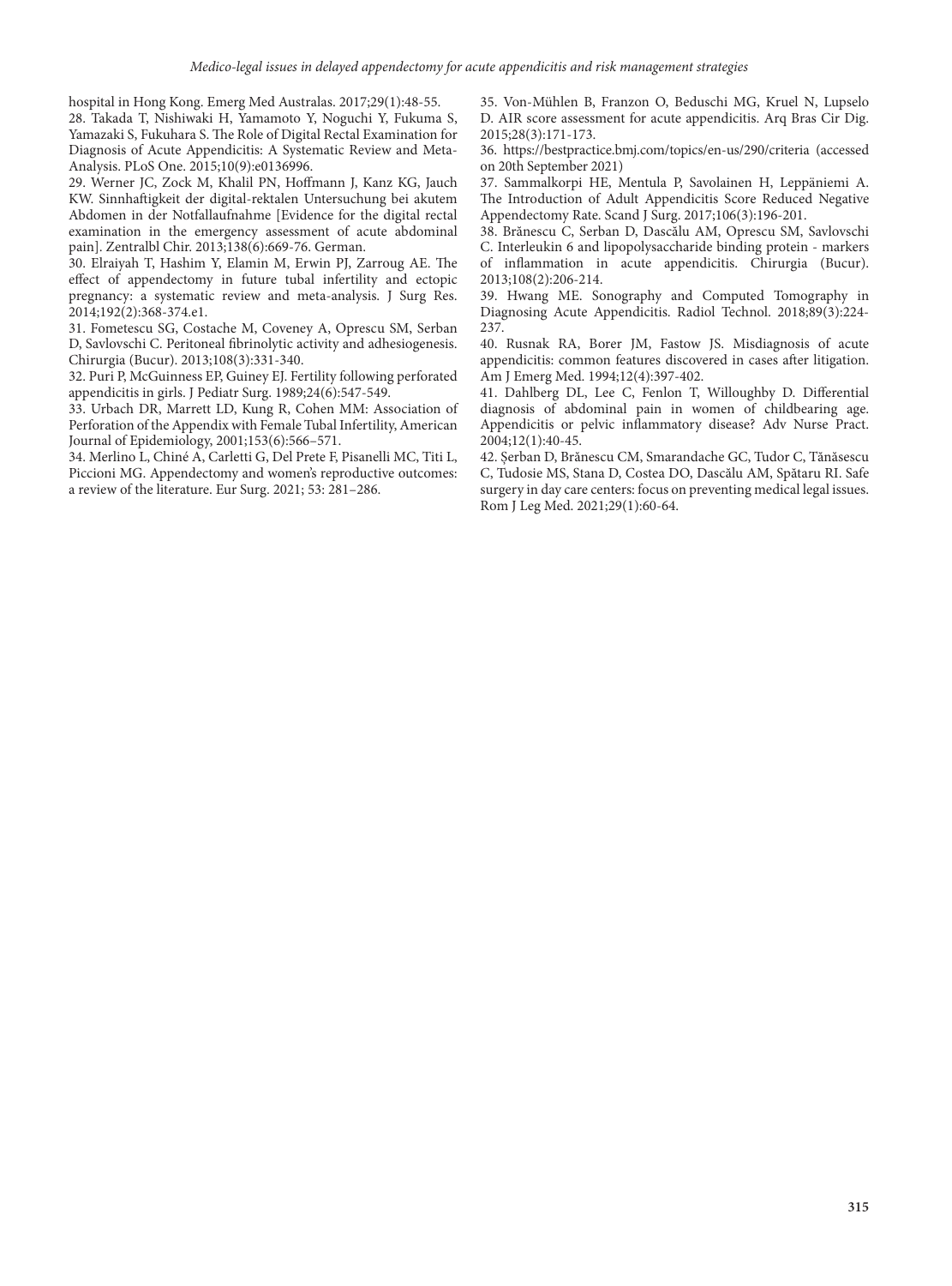hospital in Hong Kong. Emerg Med Australas. 2017;29(1):48-55.

28. Takada T, Nishiwaki H, Yamamoto Y, Noguchi Y, Fukuma S, Yamazaki S, Fukuhara S. The Role of Digital Rectal Examination for Diagnosis of Acute Appendicitis: A Systematic Review and Meta-Analysis. PLoS One. 2015;10(9):e0136996.

29. Werner JC, Zock M, Khalil PN, Hoffmann J, Kanz KG, Jauch KW. Sinnhaftigkeit der digital-rektalen Untersuchung bei akutem Abdomen in der Notfallaufnahme [Evidence for the digital rectal examination in the emergency assessment of acute abdominal pain]. Zentralbl Chir. 2013;138(6):669-76. German.

30. Elraiyah T, Hashim Y, Elamin M, Erwin PJ, Zarroug AE. The effect of appendectomy in future tubal infertility and ectopic pregnancy: a systematic review and meta-analysis. J Surg Res. 2014;192(2):368-374.e1.

31. Fometescu SG, Costache M, Coveney A, Oprescu SM, Serban D, Savlovschi C. Peritoneal fibrinolytic activity and adhesiogenesis. Chirurgia (Bucur). 2013;108(3):331-340.

32. Puri P, McGuinness EP, Guiney EJ. Fertility following perforated appendicitis in girls. J Pediatr Surg. 1989;24(6):547-549.

33. Urbach DR, Marrett LD, Kung R, Cohen MM: Association of Perforation of the Appendix with Female Tubal Infertility, American Journal of Epidemiology, 2001;153(6):566–571.

34. Merlino L, Chiné A, Carletti G, Del Prete F, Pisanelli MC, Titi L, Piccioni MG. Appendectomy and women's reproductive outcomes: a review of the literature. Eur Surg. 2021; 53: 281–286.

35. Von-Mühlen B, Franzon O, Beduschi MG, Kruel N, Lupselo D. AIR score assessment for acute appendicitis. Arq Bras Cir Dig. 2015;28(3):171-173.

36. https://bestpractice.bmj.com/topics/en-us/290/criteria (accessed on 20th September 2021)

37. Sammalkorpi HE, Mentula P, Savolainen H, Leppäniemi A. The Introduction of Adult Appendicitis Score Reduced Negative Appendectomy Rate. Scand J Surg. 2017;106(3):196-201.

38. Brănescu C, Serban D, Dascălu AM, Oprescu SM, Savlovschi C. Interleukin 6 and lipopolysaccharide binding protein - markers of inflammation in acute appendicitis. Chirurgia (Bucur). 2013;108(2):206-214.

39. Hwang ME. Sonography and Computed Tomography in Diagnosing Acute Appendicitis. Radiol Technol. 2018;89(3):224-237.

40. Rusnak RA, Borer JM, Fastow JS. Misdiagnosis of acute appendicitis: common features discovered in cases after litigation. Am J Emerg Med. 1994;12(4):397-402.

41. Dahlberg DL, Lee C, Fenlon T, Willoughby D. Differential diagnosis of abdominal pain in women of childbearing age. Appendicitis or pelvic inflammatory disease? Adv Nurse Pract. 2004;12(1):40-45.

42. Şerban D, Brănescu CM, Smarandache GC, Tudor C, Tănăsescu C, Tudosie MS, Stana D, Costea DO, Dascălu AM, Spătaru RI. Safe surgery in day care centers: focus on preventing medical legal issues. Rom J Leg Med. 2021;29(1):60-64.